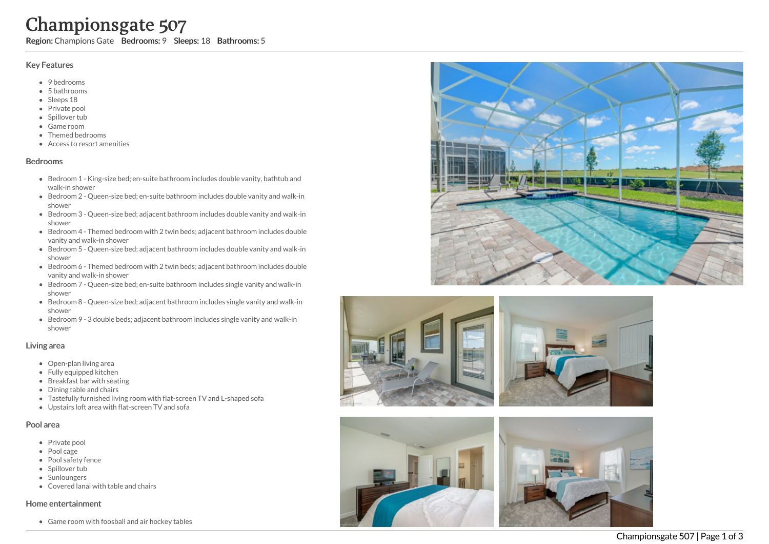# Championsgate 507

**Region:** Champions Gate **Bedrooms:** 9 **Sleeps:** 18 **Bathrooms:** 5

## Key Features

- 9 bedrooms
- 5 bathrooms
- Sleeps 18
- Private pool
- Spillover tub
- Game room
- Themed bedrooms
- Access to resort amenities

## Bedrooms

- Bedroom 1 - King-size bed; en-suite bathroom includes double vanity, bathtub and walk-in shower
- Bedroom 2 - Queen-size bed; en-suite bathroom includes double vanity and walk-in shower
- Bedroom 3 - Queen-size bed; adjacent bathroom includes double vanity and walk-in shower
- Bedroom 4 - Themed bedroom with 2 twin beds; adjacent bathroom includes double vanity and walk-in shower
- Bedroom 5 - Queen-size bed; adjacent bathroom includes double vanity and walk-in shower
- Bedroom 6 - Themed bedroom with 2 twin beds; adjacent bathroom includes double vanity and walk-in shower
- Bedroom 7 - Queen-size bed; en-suite bathroom includes single vanity and walk-in shower
- Bedroom 8 - Queen-size bed; adjacent bathroom includes single vanity and walk-in shower
- Bedroom 9 - 3 double beds; adjacent bathroom includes single vanity and walk-in shower

## Living area

- Open-plan living area
- Fully equipped kitchen
- Breakfast bar with seating
- Dining table and chairs
- Tastefully furnished living room with flat-screen TV and L-shaped sofa
- Upstairs loft area with flat-screen TV and sofa

## Pool area

- Private pool
- Pool cage
- Pool safety fence
- Spillover tub
- Sunloungers
- Covered lanai with table and chairs

## Home entertainment

- Game room with foosball and air hockey tables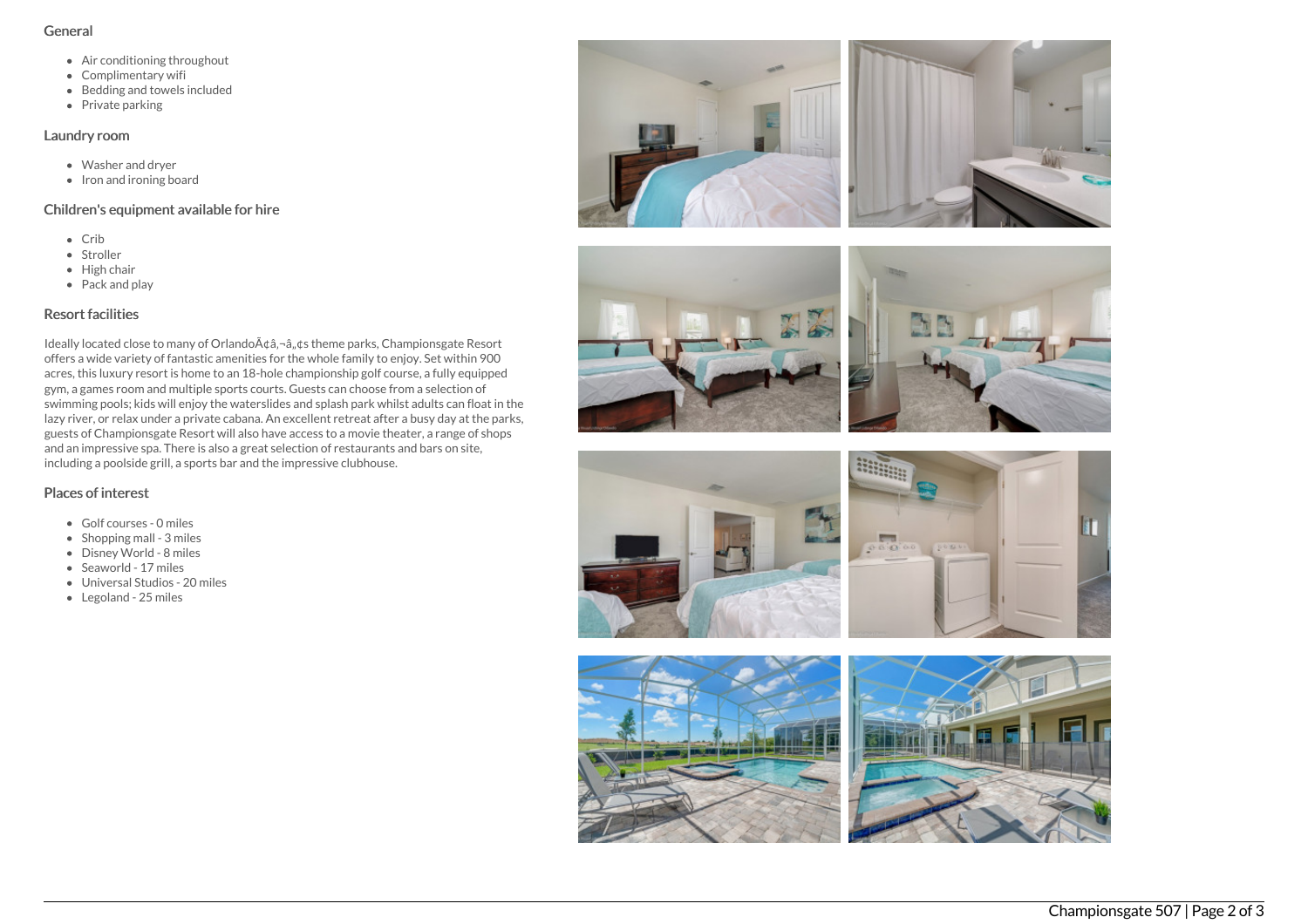## General

- Air conditioning throughout
- Complimentary wifi
- Bedding and towels included
- Private parking

## Laundry room

- Washer and dryer
- Iron and ironing board

## Children's equipment available for hire

- Crib
- Stroller
- High chair
- Pack and play

## Resort facilities

Ideally located close to many of OrlandoÃ¢â‚¬â„¢s theme parks, Championsgate Resort offers a wide variety of fantastic amenities for the whole family to enjoy. Set within 900 acres, this luxury resort is home to an 18-hole championship golf course, a fully equipped gym, a games room and multiple sports courts. Guests can choose from a selection of swimming pools; kids will enjoy the waterslides and splash park whilst adults can float in the lazy river, or relax under a private cabana. An excellent retreat after a busy day at the parks, guests of Championsgate Resort will also have access to a movie theater, a range of shops and an impressive spa. There is also a great selection of restaurants and bars on site, including a poolside grill, a sports bar and the impressive clubhouse.

## Places of interest

- Golf courses - 0 miles
- Shopping mall - 3 miles
- Disney World - 8 miles
- Seaworld - 17 miles
- Universal Studios - 20 miles
- Legoland - 25 miles